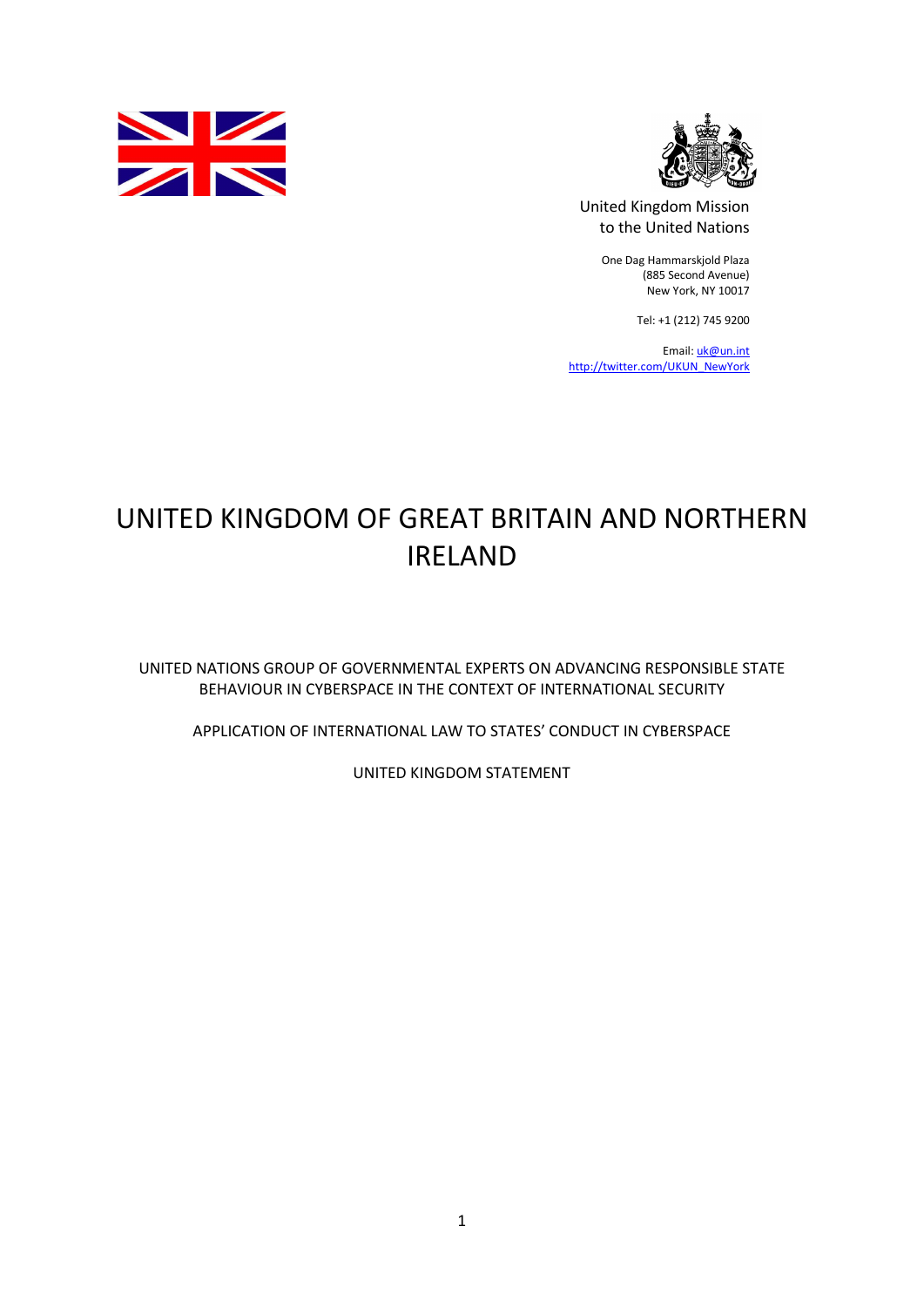United Kingdom Mission to the United Nations

One Dag Hammarskjold Plaza
(885 Second Avenue)
New York, NY 10017

Tel: +1 (212) 745 9200

Email: uk@un.int
http://twitter.com/UKUN_NewYork

# UNITED KINGDOM OF GREAT BRITAIN AND NORTHERN IRELAND

UNITED NATIONS GROUP OF GOVERNMENTAL EXPERTS ON ADVANCING RESPONSIBLE STATE BEHAVIOUR IN CYBERSPACE IN THE CONTEXT OF INTERNATIONAL SECURITY

APPLICATION OF INTERNATIONAL LAW TO STATES' CONDUCT IN CYBERSPACE

UNITED KINGDOM STATEMENT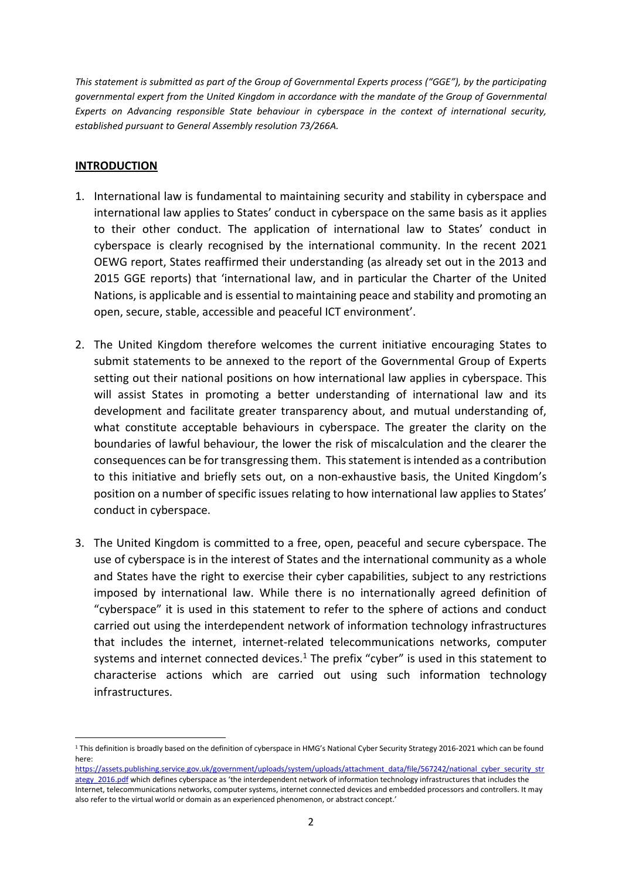*This statement is submitted as part of the Group of Governmental Experts process ("GGE"), by the participating governmental expert from the United Kingdom in accordance with the mandate of the Group of Governmental Experts on Advancing responsible State behaviour in cyberspace in the context of international security, established pursuant to General Assembly resolution 73/266A.*

## INTRODUCTION

1. International law is fundamental to maintaining security and stability in cyberspace and international law applies to States' conduct in cyberspace on the same basis as it applies to their other conduct. The application of international law to States' conduct in cyberspace is clearly recognised by the international community. In the recent 2021 OEWG report, States reaffirmed their understanding (as already set out in the 2013 and 2015 GGE reports) that 'international law, and in particular the Charter of the United Nations, is applicable and is essential to maintaining peace and stability and promoting an open, secure, stable, accessible and peaceful ICT environment'.

2. The United Kingdom therefore welcomes the current initiative encouraging States to submit statements to be annexed to the report of the Governmental Group of Experts setting out their national positions on how international law applies in cyberspace. This will assist States in promoting a better understanding of international law and its development and facilitate greater transparency about, and mutual understanding of, what constitute acceptable behaviours in cyberspace. The greater the clarity on the boundaries of lawful behaviour, the lower the risk of miscalculation and the clearer the consequences can be for transgressing them. This statement is intended as a contribution to this initiative and briefly sets out, on a non-exhaustive basis, the United Kingdom's position on a number of specific issues relating to how international law applies to States' conduct in cyberspace.

3. The United Kingdom is committed to a free, open, peaceful and secure cyberspace. The use of cyberspace is in the interest of States and the international community as a whole and States have the right to exercise their cyber capabilities, subject to any restrictions imposed by international law. While there is no internationally agreed definition of "cyberspace" it is used in this statement to refer to the sphere of actions and conduct carried out using the interdependent network of information technology infrastructures that includes the internet, internet-related telecommunications networks, computer systems and internet connected devices.[1] The prefix "cyber" is used in this statement to characterise actions which are carried out using such information technology infrastructures.

[1] This definition is broadly based on the definition of cyberspace in HMG's National Cyber Security Strategy 2016-2021 which can be found here: https://assets.publishing.service.gov.uk/government/uploads/system/uploads/attachment_data/file/567242/national_cyber_security_strategy_2016.pdf which defines cyberspace as 'the interdependent network of information technology infrastructures that includes the Internet, telecommunications networks, computer systems, internet connected devices and embedded processors and controllers. It may also refer to the virtual world or domain as an experienced phenomenon, or abstract concept.'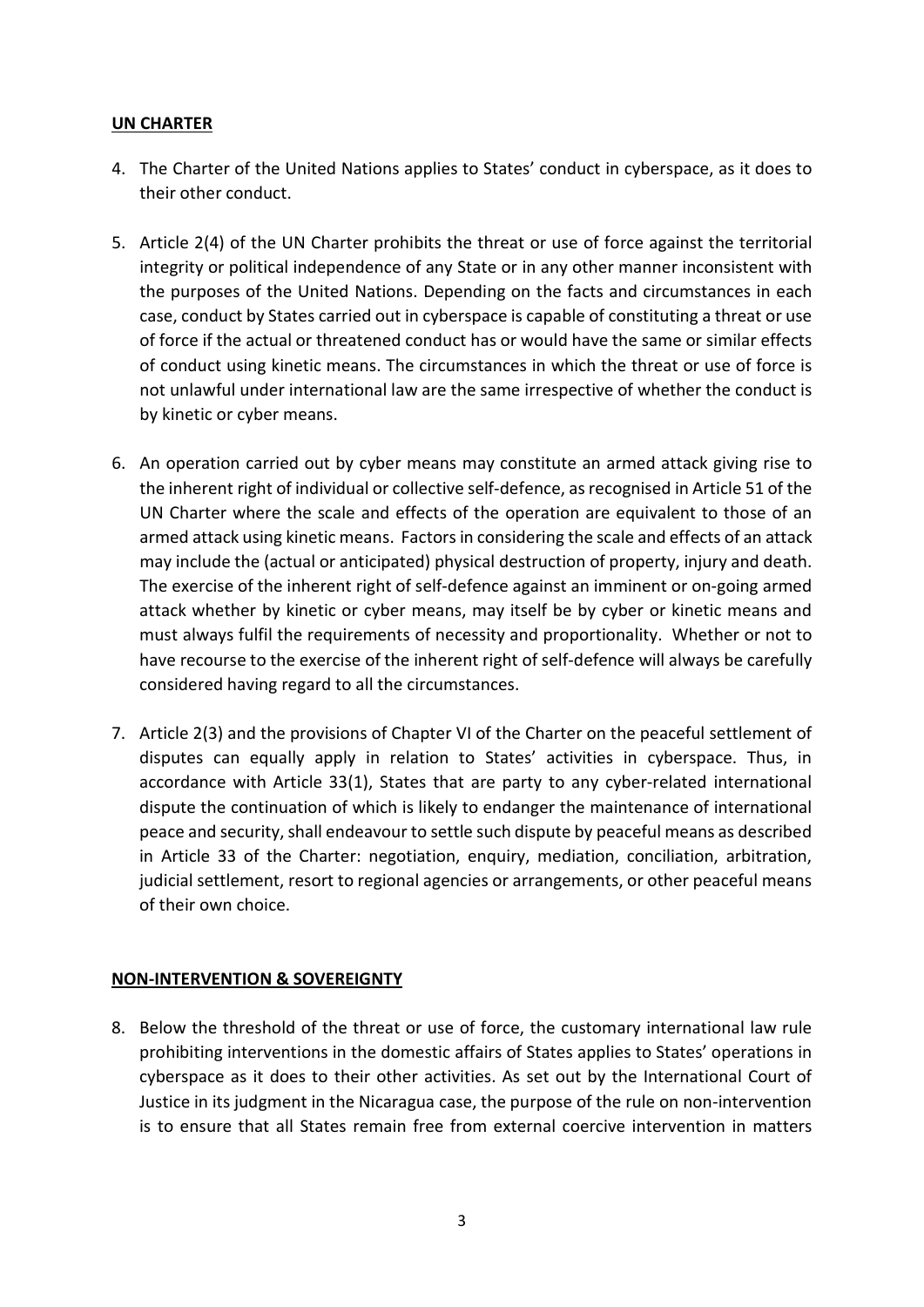## **UN CHARTER**

4. The Charter of the United Nations applies to States' conduct in cyberspace, as it does to their other conduct.

5. Article 2(4) of the UN Charter prohibits the threat or use of force against the territorial integrity or political independence of any State or in any other manner inconsistent with the purposes of the United Nations. Depending on the facts and circumstances in each case, conduct by States carried out in cyberspace is capable of constituting a threat or use of force if the actual or threatened conduct has or would have the same or similar effects of conduct using kinetic means. The circumstances in which the threat or use of force is not unlawful under international law are the same irrespective of whether the conduct is by kinetic or cyber means.

6. An operation carried out by cyber means may constitute an armed attack giving rise to the inherent right of individual or collective self-defence, as recognised in Article 51 of the UN Charter where the scale and effects of the operation are equivalent to those of an armed attack using kinetic means. Factors in considering the scale and effects of an attack may include the (actual or anticipated) physical destruction of property, injury and death. The exercise of the inherent right of self-defence against an imminent or on-going armed attack whether by kinetic or cyber means, may itself be by cyber or kinetic means and must always fulfil the requirements of necessity and proportionality. Whether or not to have recourse to the exercise of the inherent right of self-defence will always be carefully considered having regard to all the circumstances.

7. Article 2(3) and the provisions of Chapter VI of the Charter on the peaceful settlement of disputes can equally apply in relation to States' activities in cyberspace. Thus, in accordance with Article 33(1), States that are party to any cyber-related international dispute the continuation of which is likely to endanger the maintenance of international peace and security, shall endeavour to settle such dispute by peaceful means as described in Article 33 of the Charter: negotiation, enquiry, mediation, conciliation, arbitration, judicial settlement, resort to regional agencies or arrangements, or other peaceful means of their own choice.

## **NON-INTERVENTION & SOVEREIGNTY**

8. Below the threshold of the threat or use of force, the customary international law rule prohibiting interventions in the domestic affairs of States applies to States' operations in cyberspace as it does to their other activities. As set out by the International Court of Justice in its judgment in the Nicaragua case, the purpose of the rule on non-intervention is to ensure that all States remain free from external coercive intervention in matters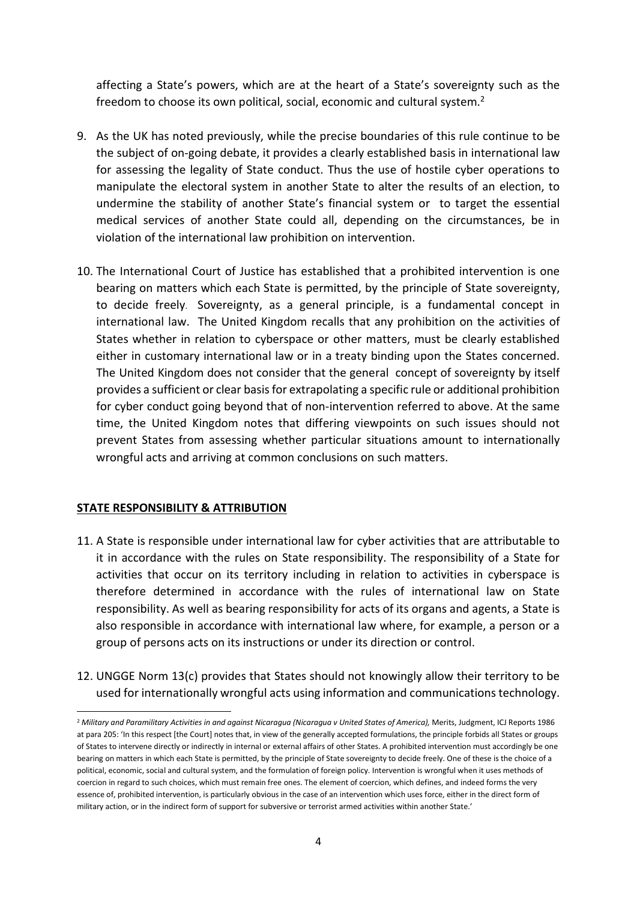affecting a State's powers, which are at the heart of a State's sovereignty such as the freedom to choose its own political, social, economic and cultural system.[2]

9. As the UK has noted previously, while the precise boundaries of this rule continue to be the subject of on-going debate, it provides a clearly established basis in international law for assessing the legality of State conduct. Thus the use of hostile cyber operations to manipulate the electoral system in another State to alter the results of an election, to undermine the stability of another State's financial system or to target the essential medical services of another State could all, depending on the circumstances, be in violation of the international law prohibition on intervention.

10. The International Court of Justice has established that a prohibited intervention is one bearing on matters which each State is permitted, by the principle of State sovereignty, to decide freely. Sovereignty, as a general principle, is a fundamental concept in international law. The United Kingdom recalls that any prohibition on the activities of States whether in relation to cyberspace or other matters, must be clearly established either in customary international law or in a treaty binding upon the States concerned. The United Kingdom does not consider that the general concept of sovereignty by itself provides a sufficient or clear basis for extrapolating a specific rule or additional prohibition for cyber conduct going beyond that of non-intervention referred to above. At the same time, the United Kingdom notes that differing viewpoints on such issues should not prevent States from assessing whether particular situations amount to internationally wrongful acts and arriving at common conclusions on such matters.

## STATE RESPONSIBILITY & ATTRIBUTION

11. A State is responsible under international law for cyber activities that are attributable to it in accordance with the rules on State responsibility. The responsibility of a State for activities that occur on its territory including in relation to activities in cyberspace is therefore determined in accordance with the rules of international law on State responsibility. As well as bearing responsibility for acts of its organs and agents, a State is also responsible in accordance with international law where, for example, a person or a group of persons acts on its instructions or under its direction or control.

12. UNGGE Norm 13(c) provides that States should not knowingly allow their territory to be used for internationally wrongful acts using information and communications technology.

[2] *Military and Paramilitary Activities in and against Nicaragua (Nicaragua v United States of America),* Merits, Judgment, ICJ Reports 1986 at para 205: 'In this respect [the Court] notes that, in view of the generally accepted formulations, the principle forbids all States or groups of States to intervene directly or indirectly in internal or external affairs of other States. A prohibited intervention must accordingly be one bearing on matters in which each State is permitted, by the principle of State sovereignty to decide freely. One of these is the choice of a political, economic, social and cultural system, and the formulation of foreign policy. Intervention is wrongful when it uses methods of coercion in regard to such choices, which must remain free ones. The element of coercion, which defines, and indeed forms the very essence of, prohibited intervention, is particularly obvious in the case of an intervention which uses force, either in the direct form of military action, or in the indirect form of support for subversive or terrorist armed activities within another State.'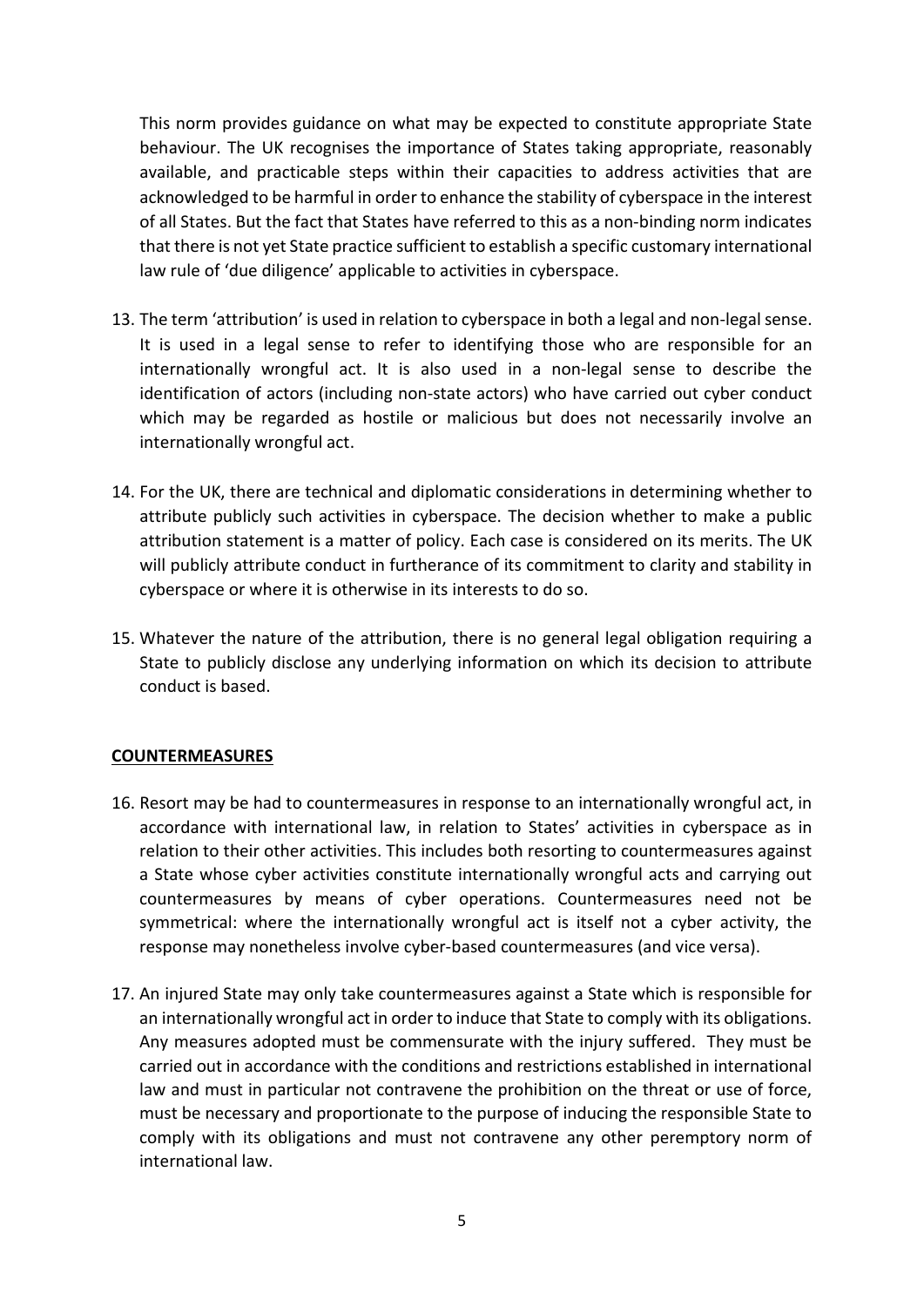This norm provides guidance on what may be expected to constitute appropriate State behaviour. The UK recognises the importance of States taking appropriate, reasonably available, and practicable steps within their capacities to address activities that are acknowledged to be harmful in order to enhance the stability of cyberspace in the interest of all States. But the fact that States have referred to this as a non-binding norm indicates that there is not yet State practice sufficient to establish a specific customary international law rule of 'due diligence' applicable to activities in cyberspace.

13. The term 'attribution' is used in relation to cyberspace in both a legal and non-legal sense. It is used in a legal sense to refer to identifying those who are responsible for an internationally wrongful act. It is also used in a non-legal sense to describe the identification of actors (including non-state actors) who have carried out cyber conduct which may be regarded as hostile or malicious but does not necessarily involve an internationally wrongful act.

14. For the UK, there are technical and diplomatic considerations in determining whether to attribute publicly such activities in cyberspace. The decision whether to make a public attribution statement is a matter of policy. Each case is considered on its merits. The UK will publicly attribute conduct in furtherance of its commitment to clarity and stability in cyberspace or where it is otherwise in its interests to do so.

15. Whatever the nature of the attribution, there is no general legal obligation requiring a State to publicly disclose any underlying information on which its decision to attribute conduct is based.

## COUNTERMEASURES

16. Resort may be had to countermeasures in response to an internationally wrongful act, in accordance with international law, in relation to States' activities in cyberspace as in relation to their other activities. This includes both resorting to countermeasures against a State whose cyber activities constitute internationally wrongful acts and carrying out countermeasures by means of cyber operations. Countermeasures need not be symmetrical: where the internationally wrongful act is itself not a cyber activity, the response may nonetheless involve cyber-based countermeasures (and vice versa).

17. An injured State may only take countermeasures against a State which is responsible for an internationally wrongful act in order to induce that State to comply with its obligations. Any measures adopted must be commensurate with the injury suffered. They must be carried out in accordance with the conditions and restrictions established in international law and must in particular not contravene the prohibition on the threat or use of force, must be necessary and proportionate to the purpose of inducing the responsible State to comply with its obligations and must not contravene any other peremptory norm of international law.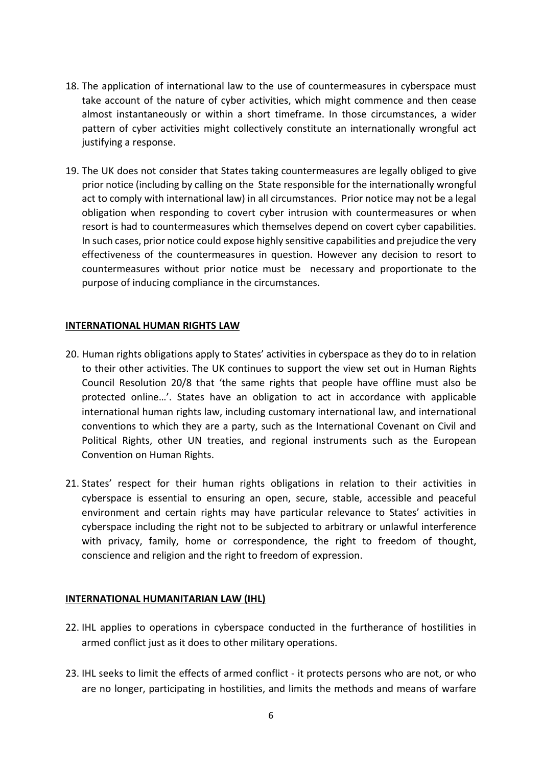18. The application of international law to the use of countermeasures in cyberspace must take account of the nature of cyber activities, which might commence and then cease almost instantaneously or within a short timeframe. In those circumstances, a wider pattern of cyber activities might collectively constitute an internationally wrongful act justifying a response.

19. The UK does not consider that States taking countermeasures are legally obliged to give prior notice (including by calling on the State responsible for the internationally wrongful act to comply with international law) in all circumstances. Prior notice may not be a legal obligation when responding to covert cyber intrusion with countermeasures or when resort is had to countermeasures which themselves depend on covert cyber capabilities. In such cases, prior notice could expose highly sensitive capabilities and prejudice the very effectiveness of the countermeasures in question. However any decision to resort to countermeasures without prior notice must be necessary and proportionate to the purpose of inducing compliance in the circumstances.

## **INTERNATIONAL HUMAN RIGHTS LAW**

20. Human rights obligations apply to States' activities in cyberspace as they do to in relation to their other activities. The UK continues to support the view set out in Human Rights Council Resolution 20/8 that 'the same rights that people have offline must also be protected online…'. States have an obligation to act in accordance with applicable international human rights law, including customary international law, and international conventions to which they are a party, such as the International Covenant on Civil and Political Rights, other UN treaties, and regional instruments such as the European Convention on Human Rights.

21. States' respect for their human rights obligations in relation to their activities in cyberspace is essential to ensuring an open, secure, stable, accessible and peaceful environment and certain rights may have particular relevance to States' activities in cyberspace including the right not to be subjected to arbitrary or unlawful interference with privacy, family, home or correspondence, the right to freedom of thought, conscience and religion and the right to freedom of expression.

## **INTERNATIONAL HUMANITARIAN LAW (IHL)**

22. IHL applies to operations in cyberspace conducted in the furtherance of hostilities in armed conflict just as it does to other military operations.

23. IHL seeks to limit the effects of armed conflict - it protects persons who are not, or who are no longer, participating in hostilities, and limits the methods and means of warfare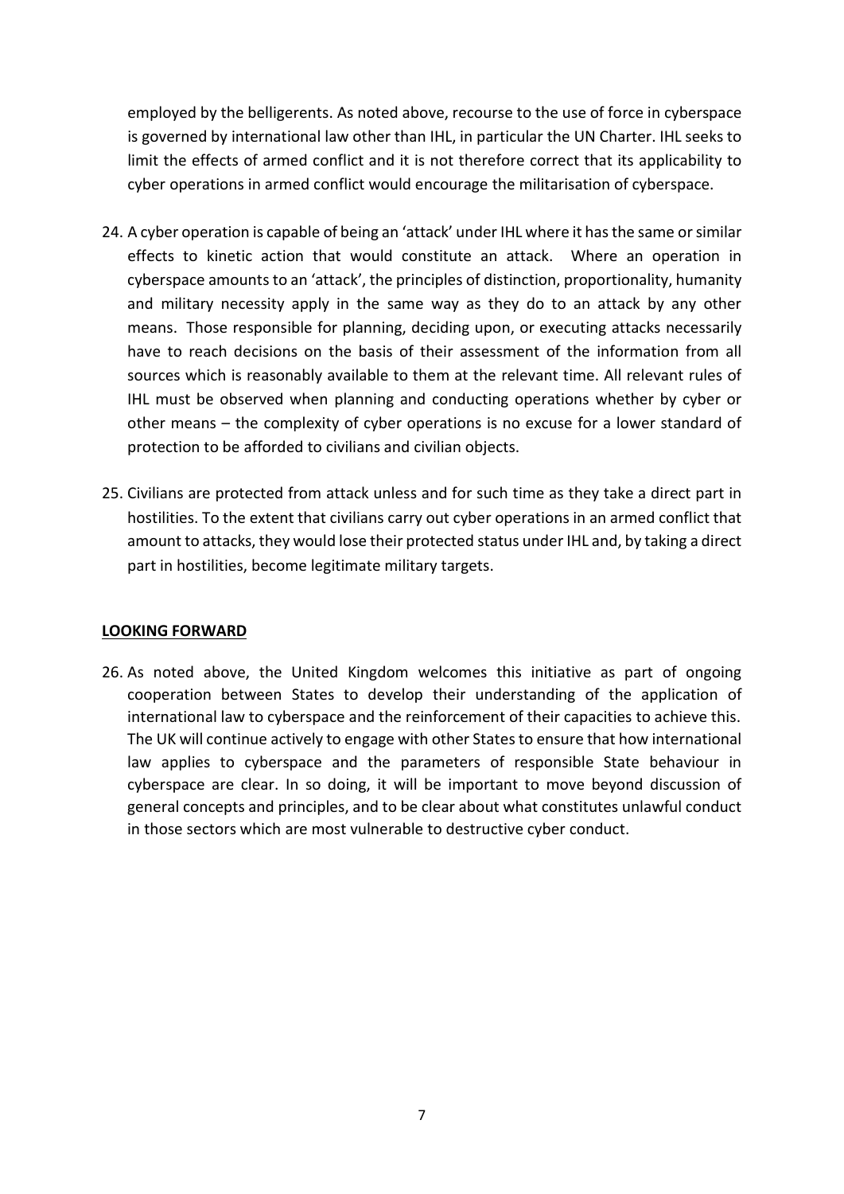employed by the belligerents. As noted above, recourse to the use of force in cyberspace is governed by international law other than IHL, in particular the UN Charter. IHL seeks to limit the effects of armed conflict and it is not therefore correct that its applicability to cyber operations in armed conflict would encourage the militarisation of cyberspace.

24. A cyber operation is capable of being an 'attack' under IHL where it has the same or similar effects to kinetic action that would constitute an attack. Where an operation in cyberspace amounts to an 'attack', the principles of distinction, proportionality, humanity and military necessity apply in the same way as they do to an attack by any other means. Those responsible for planning, deciding upon, or executing attacks necessarily have to reach decisions on the basis of their assessment of the information from all sources which is reasonably available to them at the relevant time. All relevant rules of IHL must be observed when planning and conducting operations whether by cyber or other means – the complexity of cyber operations is no excuse for a lower standard of protection to be afforded to civilians and civilian objects.

25. Civilians are protected from attack unless and for such time as they take a direct part in hostilities. To the extent that civilians carry out cyber operations in an armed conflict that amount to attacks, they would lose their protected status under IHL and, by taking a direct part in hostilities, become legitimate military targets.

## LOOKING FORWARD

26. As noted above, the United Kingdom welcomes this initiative as part of ongoing cooperation between States to develop their understanding of the application of international law to cyberspace and the reinforcement of their capacities to achieve this. The UK will continue actively to engage with other States to ensure that how international law applies to cyberspace and the parameters of responsible State behaviour in cyberspace are clear. In so doing, it will be important to move beyond discussion of general concepts and principles, and to be clear about what constitutes unlawful conduct in those sectors which are most vulnerable to destructive cyber conduct.